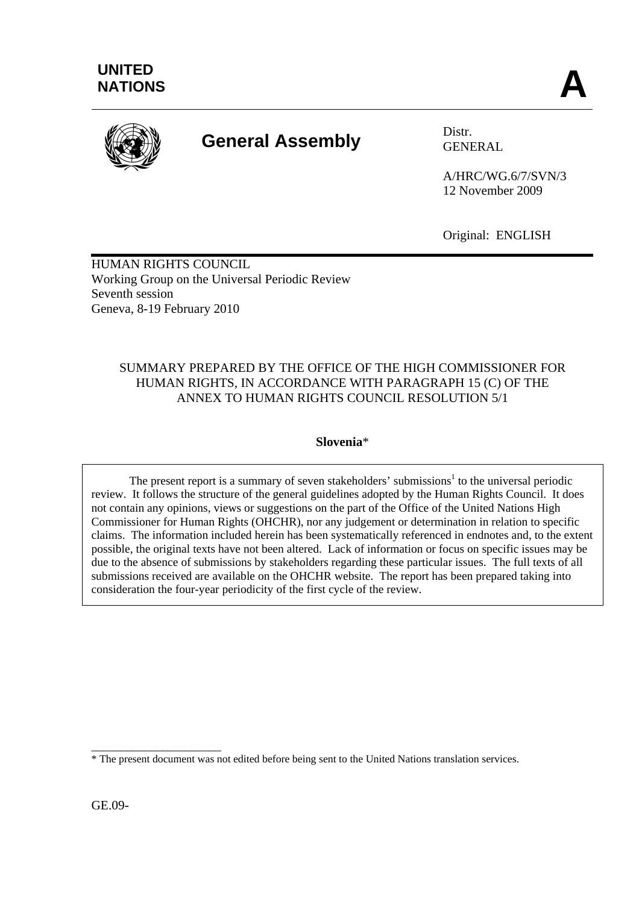UNITED
NATIONS

# A

**General Assembly**

Distr.
GENERAL

A/HRC/WG.6/7/SVN/3
12 November 2009

Original: ENGLISH

HUMAN RIGHTS COUNCIL
Working Group on the Universal Periodic Review
Seventh session
Geneva, 8-19 February 2010

SUMMARY PREPARED BY THE OFFICE OF THE HIGH COMMISSIONER FOR HUMAN RIGHTS, IN ACCORDANCE WITH PARAGRAPH 15 (C) OF THE ANNEX TO HUMAN RIGHTS COUNCIL RESOLUTION 5/1

**Slovenia***

The present report is a summary of seven stakeholders' submissions[1] to the universal periodic review. It follows the structure of the general guidelines adopted by the Human Rights Council. It does not contain any opinions, views or suggestions on the part of the Office of the United Nations High Commissioner for Human Rights (OHCHR), nor any judgement or determination in relation to specific claims. The information included herein has been systematically referenced in endnotes and, to the extent possible, the original texts have not been altered. Lack of information or focus on specific issues may be due to the absence of submissions by stakeholders regarding these particular issues. The full texts of all submissions received are available on the OHCHR website. The report has been prepared taking into consideration the four-year periodicity of the first cycle of the review.

\* The present document was not edited before being sent to the United Nations translation services.

GE.09-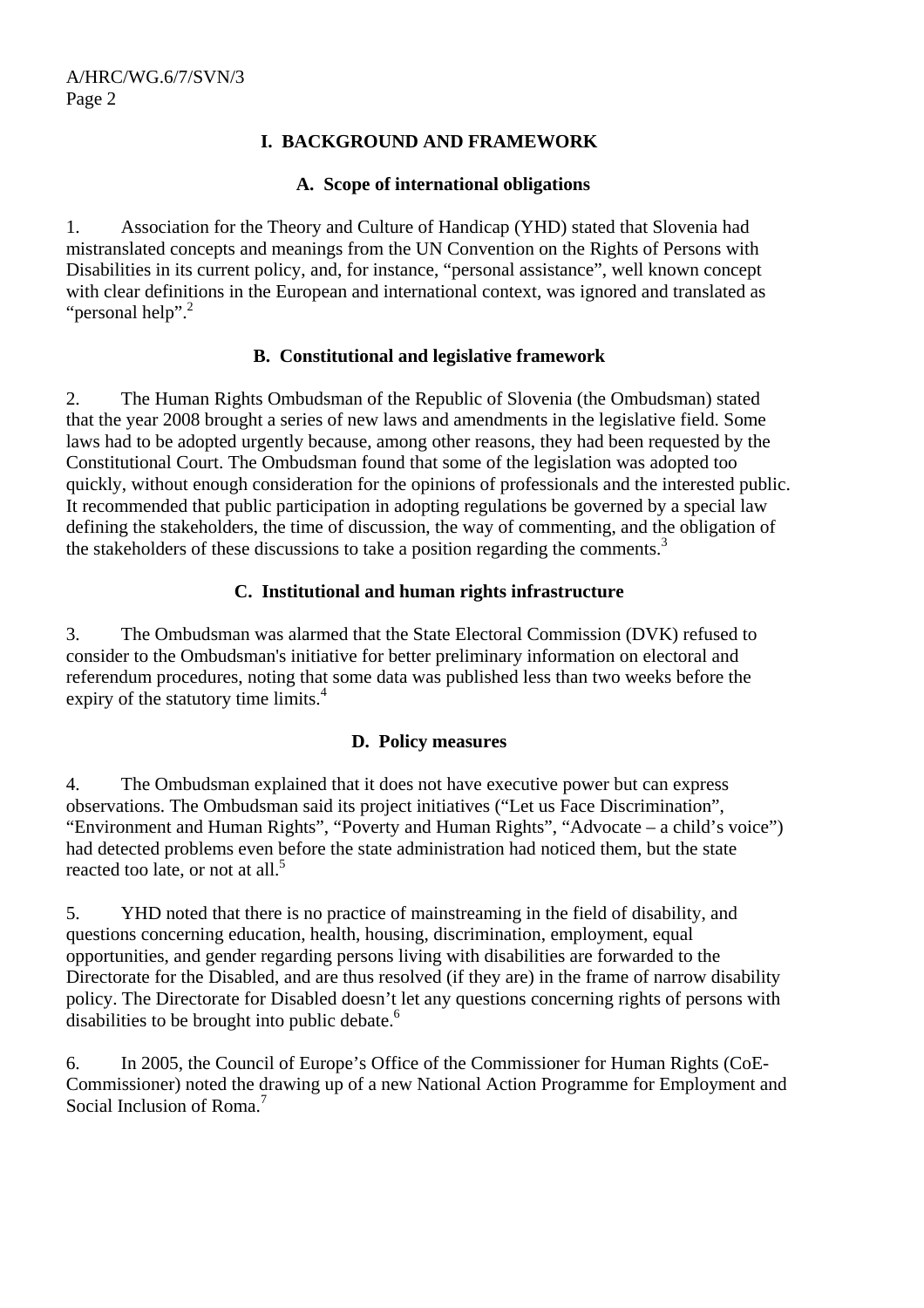## I. BACKGROUND AND FRAMEWORK

### A. Scope of international obligations

1. Association for the Theory and Culture of Handicap (YHD) stated that Slovenia had mistranslated concepts and meanings from the UN Convention on the Rights of Persons with Disabilities in its current policy, and, for instance, "personal assistance", well known concept with clear definitions in the European and international context, was ignored and translated as "personal help".[2]

### B. Constitutional and legislative framework

2. The Human Rights Ombudsman of the Republic of Slovenia (the Ombudsman) stated that the year 2008 brought a series of new laws and amendments in the legislative field. Some laws had to be adopted urgently because, among other reasons, they had been requested by the Constitutional Court. The Ombudsman found that some of the legislation was adopted too quickly, without enough consideration for the opinions of professionals and the interested public. It recommended that public participation in adopting regulations be governed by a special law defining the stakeholders, the time of discussion, the way of commenting, and the obligation of the stakeholders of these discussions to take a position regarding the comments.[3]

### C. Institutional and human rights infrastructure

3. The Ombudsman was alarmed that the State Electoral Commission (DVK) refused to consider to the Ombudsman's initiative for better preliminary information on electoral and referendum procedures, noting that some data was published less than two weeks before the expiry of the statutory time limits.[4]

### D. Policy measures

4. The Ombudsman explained that it does not have executive power but can express observations. The Ombudsman said its project initiatives ("Let us Face Discrimination", "Environment and Human Rights", "Poverty and Human Rights", "Advocate – a child's voice") had detected problems even before the state administration had noticed them, but the state reacted too late, or not at all.[5]

5. YHD noted that there is no practice of mainstreaming in the field of disability, and questions concerning education, health, housing, discrimination, employment, equal opportunities, and gender regarding persons living with disabilities are forwarded to the Directorate for the Disabled, and are thus resolved (if they are) in the frame of narrow disability policy. The Directorate for Disabled doesn't let any questions concerning rights of persons with disabilities to be brought into public debate.[6]

6. In 2005, the Council of Europe's Office of the Commissioner for Human Rights (CoE-Commissioner) noted the drawing up of a new National Action Programme for Employment and Social Inclusion of Roma.[7]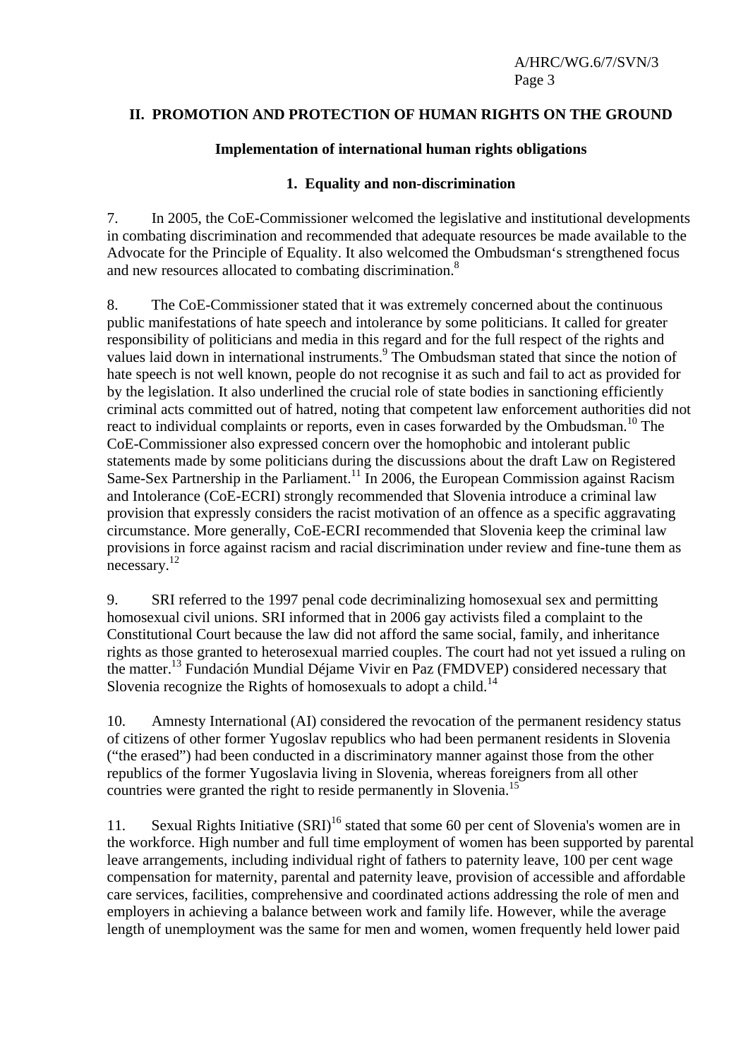## II. PROMOTION AND PROTECTION OF HUMAN RIGHTS ON THE GROUND

### Implementation of international human rights obligations

#### 1. Equality and non-discrimination

7. In 2005, the CoE-Commissioner welcomed the legislative and institutional developments in combating discrimination and recommended that adequate resources be made available to the Advocate for the Principle of Equality. It also welcomed the Ombudsman's strengthened focus and new resources allocated to combating discrimination.[8]

8. The CoE-Commissioner stated that it was extremely concerned about the continuous public manifestations of hate speech and intolerance by some politicians. It called for greater responsibility of politicians and media in this regard and for the full respect of the rights and values laid down in international instruments.[9] The Ombudsman stated that since the notion of hate speech is not well known, people do not recognise it as such and fail to act as provided for by the legislation. It also underlined the crucial role of state bodies in sanctioning efficiently criminal acts committed out of hatred, noting that competent law enforcement authorities did not react to individual complaints or reports, even in cases forwarded by the Ombudsman.[10] The CoE-Commissioner also expressed concern over the homophobic and intolerant public statements made by some politicians during the discussions about the draft Law on Registered Same-Sex Partnership in the Parliament.[11] In 2006, the European Commission against Racism and Intolerance (CoE-ECRI) strongly recommended that Slovenia introduce a criminal law provision that expressly considers the racist motivation of an offence as a specific aggravating circumstance. More generally, CoE-ECRI recommended that Slovenia keep the criminal law provisions in force against racism and racial discrimination under review and fine-tune them as necessary.[12]

9. SRI referred to the 1997 penal code decriminalizing homosexual sex and permitting homosexual civil unions. SRI informed that in 2006 gay activists filed a complaint to the Constitutional Court because the law did not afford the same social, family, and inheritance rights as those granted to heterosexual married couples. The court had not yet issued a ruling on the matter.[13] Fundación Mundial Déjame Vivir en Paz (FMDVEP) considered necessary that Slovenia recognize the Rights of homosexuals to adopt a child.[14]

10. Amnesty International (AI) considered the revocation of the permanent residency status of citizens of other former Yugoslav republics who had been permanent residents in Slovenia ("the erased") had been conducted in a discriminatory manner against those from the other republics of the former Yugoslavia living in Slovenia, whereas foreigners from all other countries were granted the right to reside permanently in Slovenia.[15]

11. Sexual Rights Initiative (SRI)[16] stated that some 60 per cent of Slovenia's women are in the workforce. High number and full time employment of women has been supported by parental leave arrangements, including individual right of fathers to paternity leave, 100 per cent wage compensation for maternity, parental and paternity leave, provision of accessible and affordable care services, facilities, comprehensive and coordinated actions addressing the role of men and employers in achieving a balance between work and family life. However, while the average length of unemployment was the same for men and women, women frequently held lower paid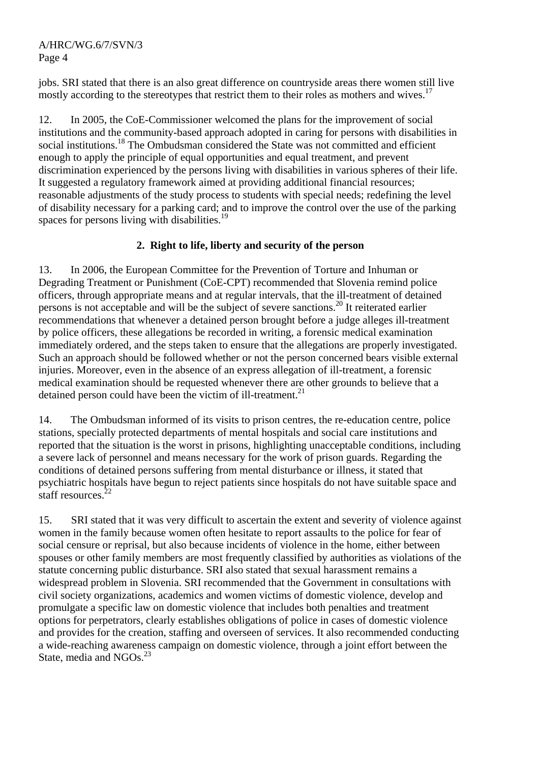jobs. SRI stated that there is an also great difference on countryside areas there women still live mostly according to the stereotypes that restrict them to their roles as mothers and wives.[17]

12. In 2005, the CoE-Commissioner welcomed the plans for the improvement of social institutions and the community-based approach adopted in caring for persons with disabilities in social institutions.[18] The Ombudsman considered the State was not committed and efficient enough to apply the principle of equal opportunities and equal treatment, and prevent discrimination experienced by the persons living with disabilities in various spheres of their life. It suggested a regulatory framework aimed at providing additional financial resources; reasonable adjustments of the study process to students with special needs; redefining the level of disability necessary for a parking card; and to improve the control over the use of the parking spaces for persons living with disabilities.[19]

### 2. Right to life, liberty and security of the person

13. In 2006, the European Committee for the Prevention of Torture and Inhuman or Degrading Treatment or Punishment (CoE-CPT) recommended that Slovenia remind police officers, through appropriate means and at regular intervals, that the ill-treatment of detained persons is not acceptable and will be the subject of severe sanctions.[20] It reiterated earlier recommendations that whenever a detained person brought before a judge alleges ill-treatment by police officers, these allegations be recorded in writing, a forensic medical examination immediately ordered, and the steps taken to ensure that the allegations are properly investigated. Such an approach should be followed whether or not the person concerned bears visible external injuries. Moreover, even in the absence of an express allegation of ill-treatment, a forensic medical examination should be requested whenever there are other grounds to believe that a detained person could have been the victim of ill-treatment.[21]

14. The Ombudsman informed of its visits to prison centres, the re-education centre, police stations, specially protected departments of mental hospitals and social care institutions and reported that the situation is the worst in prisons, highlighting unacceptable conditions, including a severe lack of personnel and means necessary for the work of prison guards. Regarding the conditions of detained persons suffering from mental disturbance or illness, it stated that psychiatric hospitals have begun to reject patients since hospitals do not have suitable space and staff resources.[22]

15. SRI stated that it was very difficult to ascertain the extent and severity of violence against women in the family because women often hesitate to report assaults to the police for fear of social censure or reprisal, but also because incidents of violence in the home, either between spouses or other family members are most frequently classified by authorities as violations of the statute concerning public disturbance. SRI also stated that sexual harassment remains a widespread problem in Slovenia. SRI recommended that the Government in consultations with civil society organizations, academics and women victims of domestic violence, develop and promulgate a specific law on domestic violence that includes both penalties and treatment options for perpetrators, clearly establishes obligations of police in cases of domestic violence and provides for the creation, staffing and overseen of services. It also recommended conducting a wide-reaching awareness campaign on domestic violence, through a joint effort between the State, media and NGOs.[23]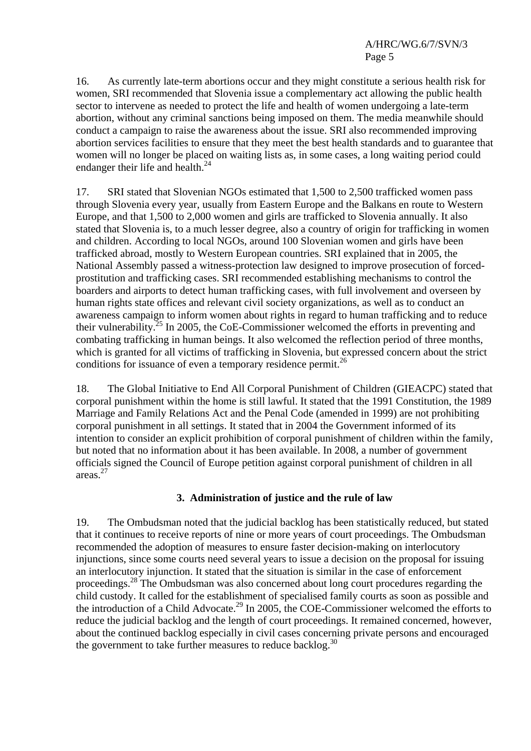16. As currently late-term abortions occur and they might constitute a serious health risk for women, SRI recommended that Slovenia issue a complementary act allowing the public health sector to intervene as needed to protect the life and health of women undergoing a late-term abortion, without any criminal sanctions being imposed on them. The media meanwhile should conduct a campaign to raise the awareness about the issue. SRI also recommended improving abortion services facilities to ensure that they meet the best health standards and to guarantee that women will no longer be placed on waiting lists as, in some cases, a long waiting period could endanger their life and health.[24]

17. SRI stated that Slovenian NGOs estimated that 1,500 to 2,500 trafficked women pass through Slovenia every year, usually from Eastern Europe and the Balkans en route to Western Europe, and that 1,500 to 2,000 women and girls are trafficked to Slovenia annually. It also stated that Slovenia is, to a much lesser degree, also a country of origin for trafficking in women and children. According to local NGOs, around 100 Slovenian women and girls have been trafficked abroad, mostly to Western European countries. SRI explained that in 2005, the National Assembly passed a witness-protection law designed to improve prosecution of forced-prostitution and trafficking cases. SRI recommended establishing mechanisms to control the boarders and airports to detect human trafficking cases, with full involvement and overseen by human rights state offices and relevant civil society organizations, as well as to conduct an awareness campaign to inform women about rights in regard to human trafficking and to reduce their vulnerability.[25] In 2005, the CoE-Commissioner welcomed the efforts in preventing and combating trafficking in human beings. It also welcomed the reflection period of three months, which is granted for all victims of trafficking in Slovenia, but expressed concern about the strict conditions for issuance of even a temporary residence permit.[26]

18. The Global Initiative to End All Corporal Punishment of Children (GIEACPC) stated that corporal punishment within the home is still lawful. It stated that the 1991 Constitution, the 1989 Marriage and Family Relations Act and the Penal Code (amended in 1999) are not prohibiting corporal punishment in all settings. It stated that in 2004 the Government informed of its intention to consider an explicit prohibition of corporal punishment of children within the family, but noted that no information about it has been available. In 2008, a number of government officials signed the Council of Europe petition against corporal punishment of children in all areas.[27]

### 3. Administration of justice and the rule of law

19. The Ombudsman noted that the judicial backlog has been statistically reduced, but stated that it continues to receive reports of nine or more years of court proceedings. The Ombudsman recommended the adoption of measures to ensure faster decision-making on interlocutory injunctions, since some courts need several years to issue a decision on the proposal for issuing an interlocutory injunction. It stated that the situation is similar in the case of enforcement proceedings.[28] The Ombudsman was also concerned about long court procedures regarding the child custody. It called for the establishment of specialised family courts as soon as possible and the introduction of a Child Advocate.[29] In 2005, the COE-Commissioner welcomed the efforts to reduce the judicial backlog and the length of court proceedings. It remained concerned, however, about the continued backlog especially in civil cases concerning private persons and encouraged the government to take further measures to reduce backlog.[30]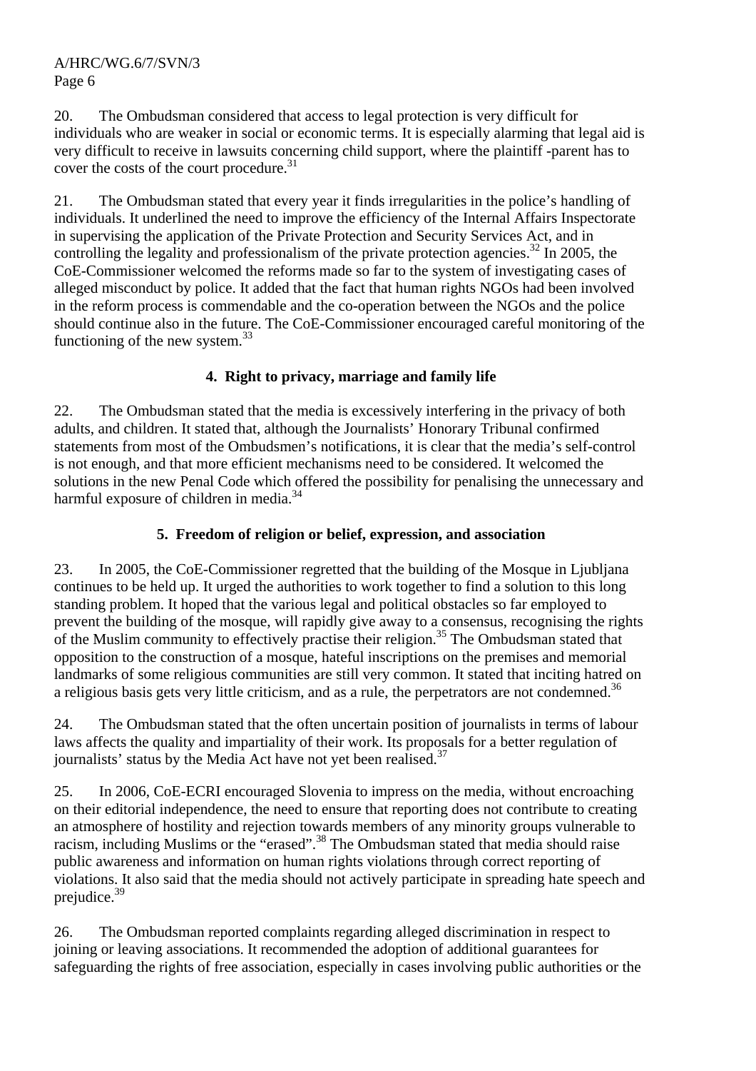20. The Ombudsman considered that access to legal protection is very difficult for individuals who are weaker in social or economic terms. It is especially alarming that legal aid is very difficult to receive in lawsuits concerning child support, where the plaintiff -parent has to cover the costs of the court procedure.[31]

21. The Ombudsman stated that every year it finds irregularities in the police's handling of individuals. It underlined the need to improve the efficiency of the Internal Affairs Inspectorate in supervising the application of the Private Protection and Security Services Act, and in controlling the legality and professionalism of the private protection agencies.[32] In 2005, the CoE-Commissioner welcomed the reforms made so far to the system of investigating cases of alleged misconduct by police. It added that the fact that human rights NGOs had been involved in the reform process is commendable and the co-operation between the NGOs and the police should continue also in the future. The CoE-Commissioner encouraged careful monitoring of the functioning of the new system.[33]

### 4. Right to privacy, marriage and family life

22. The Ombudsman stated that the media is excessively interfering in the privacy of both adults, and children. It stated that, although the Journalists' Honorary Tribunal confirmed statements from most of the Ombudsmen's notifications, it is clear that the media's self-control is not enough, and that more efficient mechanisms need to be considered. It welcomed the solutions in the new Penal Code which offered the possibility for penalising the unnecessary and harmful exposure of children in media.[34]

### 5. Freedom of religion or belief, expression, and association

23. In 2005, the CoE-Commissioner regretted that the building of the Mosque in Ljubljana continues to be held up. It urged the authorities to work together to find a solution to this long standing problem. It hoped that the various legal and political obstacles so far employed to prevent the building of the mosque, will rapidly give away to a consensus, recognising the rights of the Muslim community to effectively practise their religion.[35] The Ombudsman stated that opposition to the construction of a mosque, hateful inscriptions on the premises and memorial landmarks of some religious communities are still very common. It stated that inciting hatred on a religious basis gets very little criticism, and as a rule, the perpetrators are not condemned.[36]

24. The Ombudsman stated that the often uncertain position of journalists in terms of labour laws affects the quality and impartiality of their work. Its proposals for a better regulation of journalists' status by the Media Act have not yet been realised.[37]

25. In 2006, CoE-ECRI encouraged Slovenia to impress on the media, without encroaching on their editorial independence, the need to ensure that reporting does not contribute to creating an atmosphere of hostility and rejection towards members of any minority groups vulnerable to racism, including Muslims or the "erased".[38] The Ombudsman stated that media should raise public awareness and information on human rights violations through correct reporting of violations. It also said that the media should not actively participate in spreading hate speech and prejudice.[39]

26. The Ombudsman reported complaints regarding alleged discrimination in respect to joining or leaving associations. It recommended the adoption of additional guarantees for safeguarding the rights of free association, especially in cases involving public authorities or the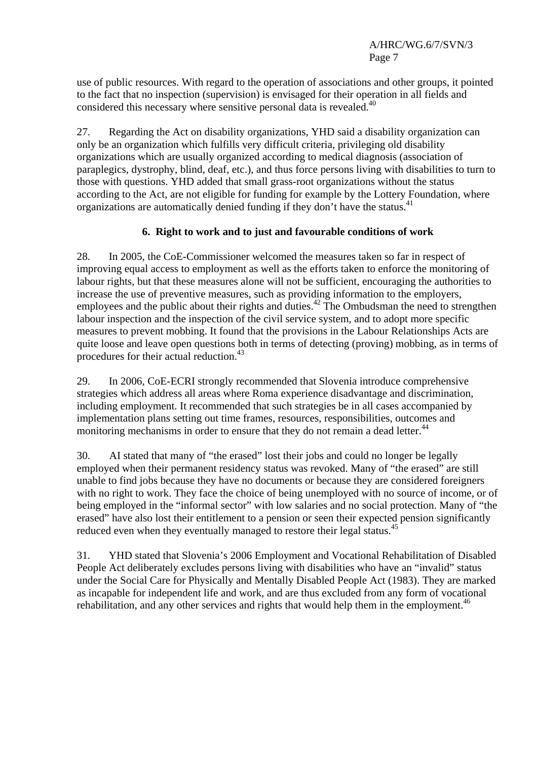use of public resources. With regard to the operation of associations and other groups, it pointed to the fact that no inspection (supervision) is envisaged for their operation in all fields and considered this necessary where sensitive personal data is revealed.[40]

27. Regarding the Act on disability organizations, YHD said a disability organization can only be an organization which fulfills very difficult criteria, privileging old disability organizations which are usually organized according to medical diagnosis (association of paraplegics, dystrophy, blind, deaf, etc.), and thus force persons living with disabilities to turn to those with questions. YHD added that small grass-root organizations without the status according to the Act, are not eligible for funding for example by the Lottery Foundation, where organizations are automatically denied funding if they don't have the status.[41]

### 6. Right to work and to just and favourable conditions of work

28. In 2005, the CoE-Commissioner welcomed the measures taken so far in respect of improving equal access to employment as well as the efforts taken to enforce the monitoring of labour rights, but that these measures alone will not be sufficient, encouraging the authorities to increase the use of preventive measures, such as providing information to the employers, employees and the public about their rights and duties.[42] The Ombudsman the need to strengthen labour inspection and the inspection of the civil service system, and to adopt more specific measures to prevent mobbing. It found that the provisions in the Labour Relationships Acts are quite loose and leave open questions both in terms of detecting (proving) mobbing, as in terms of procedures for their actual reduction.[43]

29. In 2006, CoE-ECRI strongly recommended that Slovenia introduce comprehensive strategies which address all areas where Roma experience disadvantage and discrimination, including employment. It recommended that such strategies be in all cases accompanied by implementation plans setting out time frames, resources, responsibilities, outcomes and monitoring mechanisms in order to ensure that they do not remain a dead letter.[44]

30. AI stated that many of "the erased" lost their jobs and could no longer be legally employed when their permanent residency status was revoked. Many of "the erased" are still unable to find jobs because they have no documents or because they are considered foreigners with no right to work. They face the choice of being unemployed with no source of income, or of being employed in the "informal sector" with low salaries and no social protection. Many of "the erased" have also lost their entitlement to a pension or seen their expected pension significantly reduced even when they eventually managed to restore their legal status.[45]

31. YHD stated that Slovenia's 2006 Employment and Vocational Rehabilitation of Disabled People Act deliberately excludes persons living with disabilities who have an "invalid" status under the Social Care for Physically and Mentally Disabled People Act (1983). They are marked as incapable for independent life and work, and are thus excluded from any form of vocational rehabilitation, and any other services and rights that would help them in the employment.[46]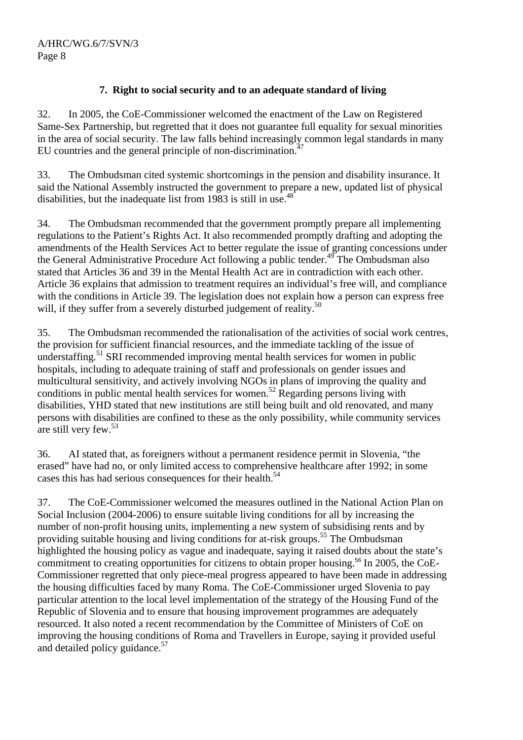### 7. Right to social security and to an adequate standard of living

32. In 2005, the CoE-Commissioner welcomed the enactment of the Law on Registered Same-Sex Partnership, but regretted that it does not guarantee full equality for sexual minorities in the area of social security. The law falls behind increasingly common legal standards in many EU countries and the general principle of non-discrimination.[47]

33. The Ombudsman cited systemic shortcomings in the pension and disability insurance. It said the National Assembly instructed the government to prepare a new, updated list of physical disabilities, but the inadequate list from 1983 is still in use.[48]

34. The Ombudsman recommended that the government promptly prepare all implementing regulations to the Patient's Rights Act. It also recommended promptly drafting and adopting the amendments of the Health Services Act to better regulate the issue of granting concessions under the General Administrative Procedure Act following a public tender.[49] The Ombudsman also stated that Articles 36 and 39 in the Mental Health Act are in contradiction with each other. Article 36 explains that admission to treatment requires an individual's free will, and compliance with the conditions in Article 39. The legislation does not explain how a person can express free will, if they suffer from a severely disturbed judgement of reality.[50]

35. The Ombudsman recommended the rationalisation of the activities of social work centres, the provision for sufficient financial resources, and the immediate tackling of the issue of understaffing.[51] SRI recommended improving mental health services for women in public hospitals, including to adequate training of staff and professionals on gender issues and multicultural sensitivity, and actively involving NGOs in plans of improving the quality and conditions in public mental health services for women.[52] Regarding persons living with disabilities, YHD stated that new institutions are still being built and old renovated, and many persons with disabilities are confined to these as the only possibility, while community services are still very few.[53]

36. AI stated that, as foreigners without a permanent residence permit in Slovenia, "the erased" have had no, or only limited access to comprehensive healthcare after 1992; in some cases this has had serious consequences for their health.[54]

37. The CoE-Commissioner welcomed the measures outlined in the National Action Plan on Social Inclusion (2004-2006) to ensure suitable living conditions for all by increasing the number of non-profit housing units, implementing a new system of subsidising rents and by providing suitable housing and living conditions for at-risk groups.[55] The Ombudsman highlighted the housing policy as vague and inadequate, saying it raised doubts about the state's commitment to creating opportunities for citizens to obtain proper housing.[56] In 2005, the CoE-Commissioner regretted that only piece-meal progress appeared to have been made in addressing the housing difficulties faced by many Roma. The CoE-Commissioner urged Slovenia to pay particular attention to the local level implementation of the strategy of the Housing Fund of the Republic of Slovenia and to ensure that housing improvement programmes are adequately resourced. It also noted a recent recommendation by the Committee of Ministers of CoE on improving the housing conditions of Roma and Travellers in Europe, saying it provided useful and detailed policy guidance.[57]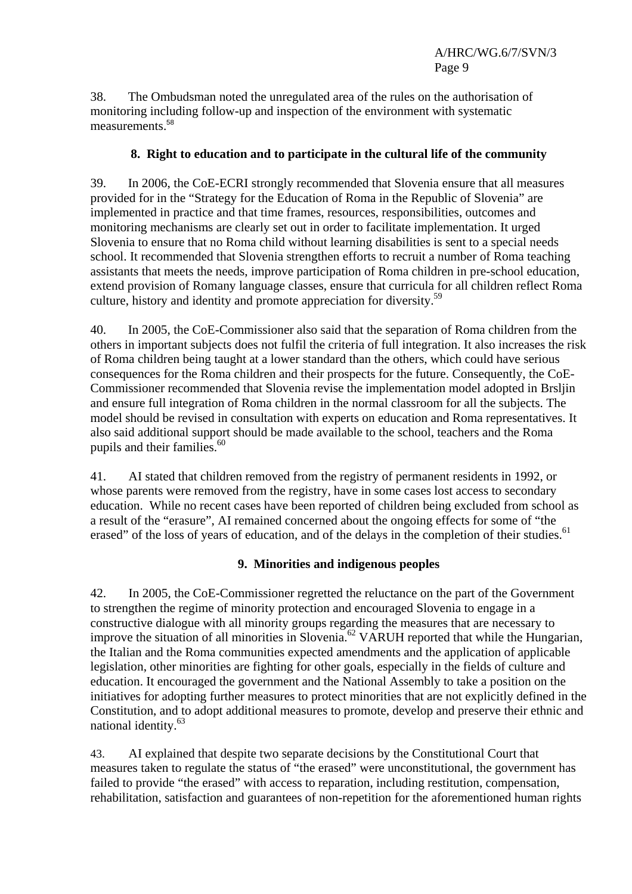38. The Ombudsman noted the unregulated area of the rules on the authorisation of monitoring including follow-up and inspection of the environment with systematic measurements.[58]

### 8. Right to education and to participate in the cultural life of the community

39. In 2006, the CoE-ECRI strongly recommended that Slovenia ensure that all measures provided for in the "Strategy for the Education of Roma in the Republic of Slovenia" are implemented in practice and that time frames, resources, responsibilities, outcomes and monitoring mechanisms are clearly set out in order to facilitate implementation. It urged Slovenia to ensure that no Roma child without learning disabilities is sent to a special needs school. It recommended that Slovenia strengthen efforts to recruit a number of Roma teaching assistants that meets the needs, improve participation of Roma children in pre-school education, extend provision of Romany language classes, ensure that curricula for all children reflect Roma culture, history and identity and promote appreciation for diversity.[59]

40. In 2005, the CoE-Commissioner also said that the separation of Roma children from the others in important subjects does not fulfil the criteria of full integration. It also increases the risk of Roma children being taught at a lower standard than the others, which could have serious consequences for the Roma children and their prospects for the future. Consequently, the CoE-Commissioner recommended that Slovenia revise the implementation model adopted in Brsljin and ensure full integration of Roma children in the normal classroom for all the subjects. The model should be revised in consultation with experts on education and Roma representatives. It also said additional support should be made available to the school, teachers and the Roma pupils and their families.[60]

41. AI stated that children removed from the registry of permanent residents in 1992, or whose parents were removed from the registry, have in some cases lost access to secondary education. While no recent cases have been reported of children being excluded from school as a result of the "erasure", AI remained concerned about the ongoing effects for some of "the erased" of the loss of years of education, and of the delays in the completion of their studies.[61]

### 9. Minorities and indigenous peoples

42. In 2005, the CoE-Commissioner regretted the reluctance on the part of the Government to strengthen the regime of minority protection and encouraged Slovenia to engage in a constructive dialogue with all minority groups regarding the measures that are necessary to improve the situation of all minorities in Slovenia.[62] VARUH reported that while the Hungarian, the Italian and the Roma communities expected amendments and the application of applicable legislation, other minorities are fighting for other goals, especially in the fields of culture and education. It encouraged the government and the National Assembly to take a position on the initiatives for adopting further measures to protect minorities that are not explicitly defined in the Constitution, and to adopt additional measures to promote, develop and preserve their ethnic and national identity.[63]

43. AI explained that despite two separate decisions by the Constitutional Court that measures taken to regulate the status of "the erased" were unconstitutional, the government has failed to provide "the erased" with access to reparation, including restitution, compensation, rehabilitation, satisfaction and guarantees of non-repetition for the aforementioned human rights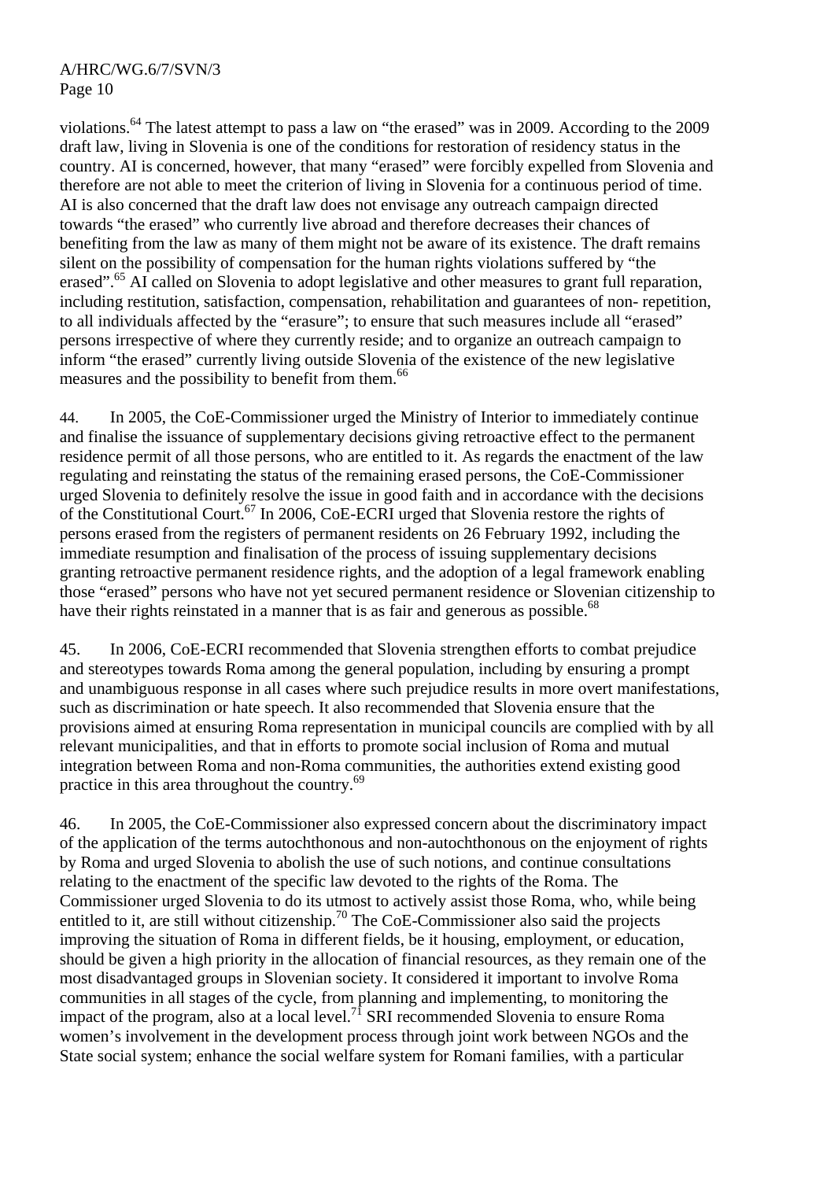violations.[64] The latest attempt to pass a law on "the erased" was in 2009. According to the 2009 draft law, living in Slovenia is one of the conditions for restoration of residency status in the country. AI is concerned, however, that many "erased" were forcibly expelled from Slovenia and therefore are not able to meet the criterion of living in Slovenia for a continuous period of time. AI is also concerned that the draft law does not envisage any outreach campaign directed towards "the erased" who currently live abroad and therefore decreases their chances of benefiting from the law as many of them might not be aware of its existence. The draft remains silent on the possibility of compensation for the human rights violations suffered by "the erased".[65] AI called on Slovenia to adopt legislative and other measures to grant full reparation, including restitution, satisfaction, compensation, rehabilitation and guarantees of non- repetition, to all individuals affected by the "erasure"; to ensure that such measures include all "erased" persons irrespective of where they currently reside; and to organize an outreach campaign to inform "the erased" currently living outside Slovenia of the existence of the new legislative measures and the possibility to benefit from them.[66]

44. In 2005, the CoE-Commissioner urged the Ministry of Interior to immediately continue and finalise the issuance of supplementary decisions giving retroactive effect to the permanent residence permit of all those persons, who are entitled to it. As regards the enactment of the law regulating and reinstating the status of the remaining erased persons, the CoE-Commissioner urged Slovenia to definitely resolve the issue in good faith and in accordance with the decisions of the Constitutional Court.[67] In 2006, CoE-ECRI urged that Slovenia restore the rights of persons erased from the registers of permanent residents on 26 February 1992, including the immediate resumption and finalisation of the process of issuing supplementary decisions granting retroactive permanent residence rights, and the adoption of a legal framework enabling those "erased" persons who have not yet secured permanent residence or Slovenian citizenship to have their rights reinstated in a manner that is as fair and generous as possible.[68]

45. In 2006, CoE-ECRI recommended that Slovenia strengthen efforts to combat prejudice and stereotypes towards Roma among the general population, including by ensuring a prompt and unambiguous response in all cases where such prejudice results in more overt manifestations, such as discrimination or hate speech. It also recommended that Slovenia ensure that the provisions aimed at ensuring Roma representation in municipal councils are complied with by all relevant municipalities, and that in efforts to promote social inclusion of Roma and mutual integration between Roma and non-Roma communities, the authorities extend existing good practice in this area throughout the country.[69]

46. In 2005, the CoE-Commissioner also expressed concern about the discriminatory impact of the application of the terms autochthonous and non-autochthonous on the enjoyment of rights by Roma and urged Slovenia to abolish the use of such notions, and continue consultations relating to the enactment of the specific law devoted to the rights of the Roma. The Commissioner urged Slovenia to do its utmost to actively assist those Roma, who, while being entitled to it, are still without citizenship.[70] The CoE-Commissioner also said the projects improving the situation of Roma in different fields, be it housing, employment, or education, should be given a high priority in the allocation of financial resources, as they remain one of the most disadvantaged groups in Slovenian society. It considered it important to involve Roma communities in all stages of the cycle, from planning and implementing, to monitoring the impact of the program, also at a local level.[71] SRI recommended Slovenia to ensure Roma women's involvement in the development process through joint work between NGOs and the State social system; enhance the social welfare system for Romani families, with a particular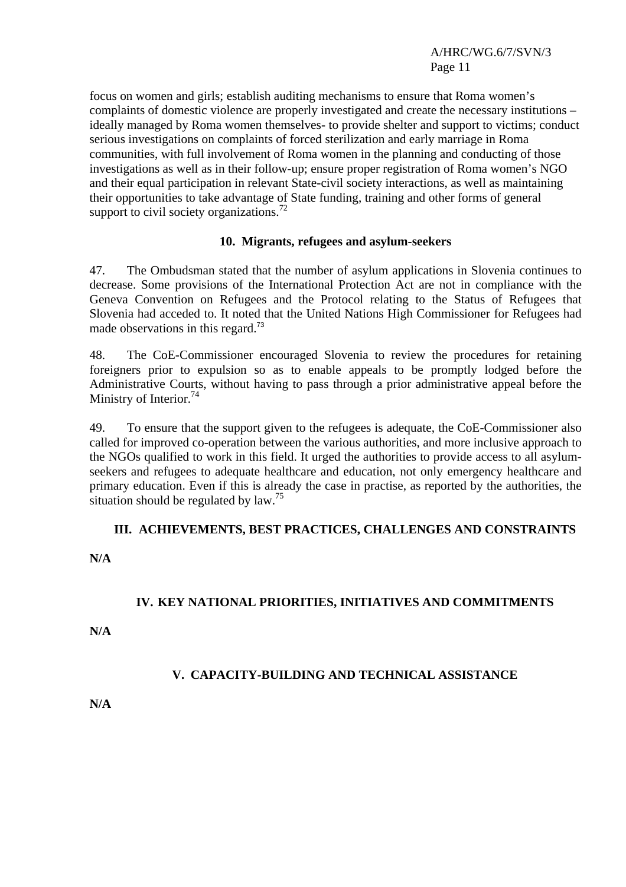focus on women and girls; establish auditing mechanisms to ensure that Roma women's complaints of domestic violence are properly investigated and create the necessary institutions – ideally managed by Roma women themselves- to provide shelter and support to victims; conduct serious investigations on complaints of forced sterilization and early marriage in Roma communities, with full involvement of Roma women in the planning and conducting of those investigations as well as in their follow-up; ensure proper registration of Roma women's NGO and their equal participation in relevant State-civil society interactions, as well as maintaining their opportunities to take advantage of State funding, training and other forms of general support to civil society organizations.[72]

### 10. Migrants, refugees and asylum-seekers

47. The Ombudsman stated that the number of asylum applications in Slovenia continues to decrease. Some provisions of the International Protection Act are not in compliance with the Geneva Convention on Refugees and the Protocol relating to the Status of Refugees that Slovenia had acceded to. It noted that the United Nations High Commissioner for Refugees had made observations in this regard.[73]

48. The CoE-Commissioner encouraged Slovenia to review the procedures for retaining foreigners prior to expulsion so as to enable appeals to be promptly lodged before the Administrative Courts, without having to pass through a prior administrative appeal before the Ministry of Interior.[74]

49. To ensure that the support given to the refugees is adequate, the CoE-Commissioner also called for improved co-operation between the various authorities, and more inclusive approach to the NGOs qualified to work in this field. It urged the authorities to provide access to all asylum-seekers and refugees to adequate healthcare and education, not only emergency healthcare and primary education. Even if this is already the case in practise, as reported by the authorities, the situation should be regulated by law.[75]

## III. ACHIEVEMENTS, BEST PRACTICES, CHALLENGES AND CONSTRAINTS

**N/A**

## IV. KEY NATIONAL PRIORITIES, INITIATIVES AND COMMITMENTS

**N/A**

## V. CAPACITY-BUILDING AND TECHNICAL ASSISTANCE

**N/A**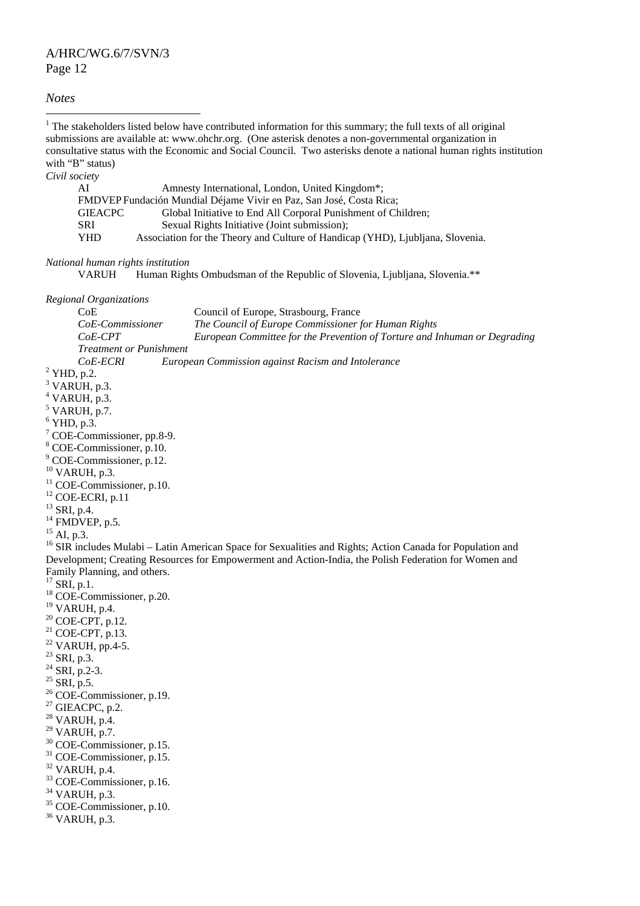*Notes*

[1] The stakeholders listed below have contributed information for this summary; the full texts of all original submissions are available at: www.ohchr.org. (One asterisk denotes a non-governmental organization in consultative status with the Economic and Social Council. Two asterisks denote a national human rights institution with "B" status)

*Civil society*

| | |
|---|---|
| AI | Amnesty International, London, United Kingdom*; |
| FMDVEP | Fundación Mundial Déjame Vivir en Paz, San José, Costa Rica; |
| GIEACPC | Global Initiative to End All Corporal Punishment of Children; |
| SRI | Sexual Rights Initiative (Joint submission); |
| YHD | Association for the Theory and Culture of Handicap (YHD), Ljubljana, Slovenia. |

*National human rights institution*

VARUH Human Rights Ombudsman of the Republic of Slovenia, Ljubljana, Slovenia.**

*Regional Organizations*

| | |
|---|---|
| CoE | Council of Europe, Strasbourg, France |
| *CoE-Commissioner* | *The Council of Europe Commissioner for Human Rights* |
| *CoE-CPT* | *European Committee for the Prevention of Torture and Inhuman or Degrading Treatment or Punishment* |
| *CoE-ECRI* | *European Commission against Racism and Intolerance* |

[2] YHD, p.2.
[3] VARUH, p.3.
[4] VARUH, p.3.
[5] VARUH, p.7.
[6] YHD, p.3.
[7] COE-Commissioner, pp.8-9.
[8] COE-Commissioner, p.10.
[9] COE-Commissioner, p.12.
[10] VARUH, p.3.
[11] COE-Commissioner, p.10.
[12] COE-ECRI, p.11
[13] SRI, p.4.
[14] FMDVEP, p.5.
[15] AI, p.3.
[16] SIR includes Mulabi – Latin American Space for Sexualities and Rights; Action Canada for Population and Development; Creating Resources for Empowerment and Action-India, the Polish Federation for Women and Family Planning, and others.
[17] SRI, p.1.
[18] COE-Commissioner, p.20.
[19] VARUH, p.4.
[20] COE-CPT, p.12.
[21] COE-CPT, p.13.
[22] VARUH, pp.4-5.
[23] SRI, p.3.
[24] SRI, p.2-3.
[25] SRI, p.5.
[26] COE-Commissioner, p.19.
[27] GIEACPC, p.2.
[28] VARUH, p.4.
[29] VARUH, p.7.
[30] COE-Commissioner, p.15.
[31] COE-Commissioner, p.15.
[32] VARUH, p.4.
[33] COE-Commissioner, p.16.
[34] VARUH, p.3.
[35] COE-Commissioner, p.10.
[36] VARUH, p.3.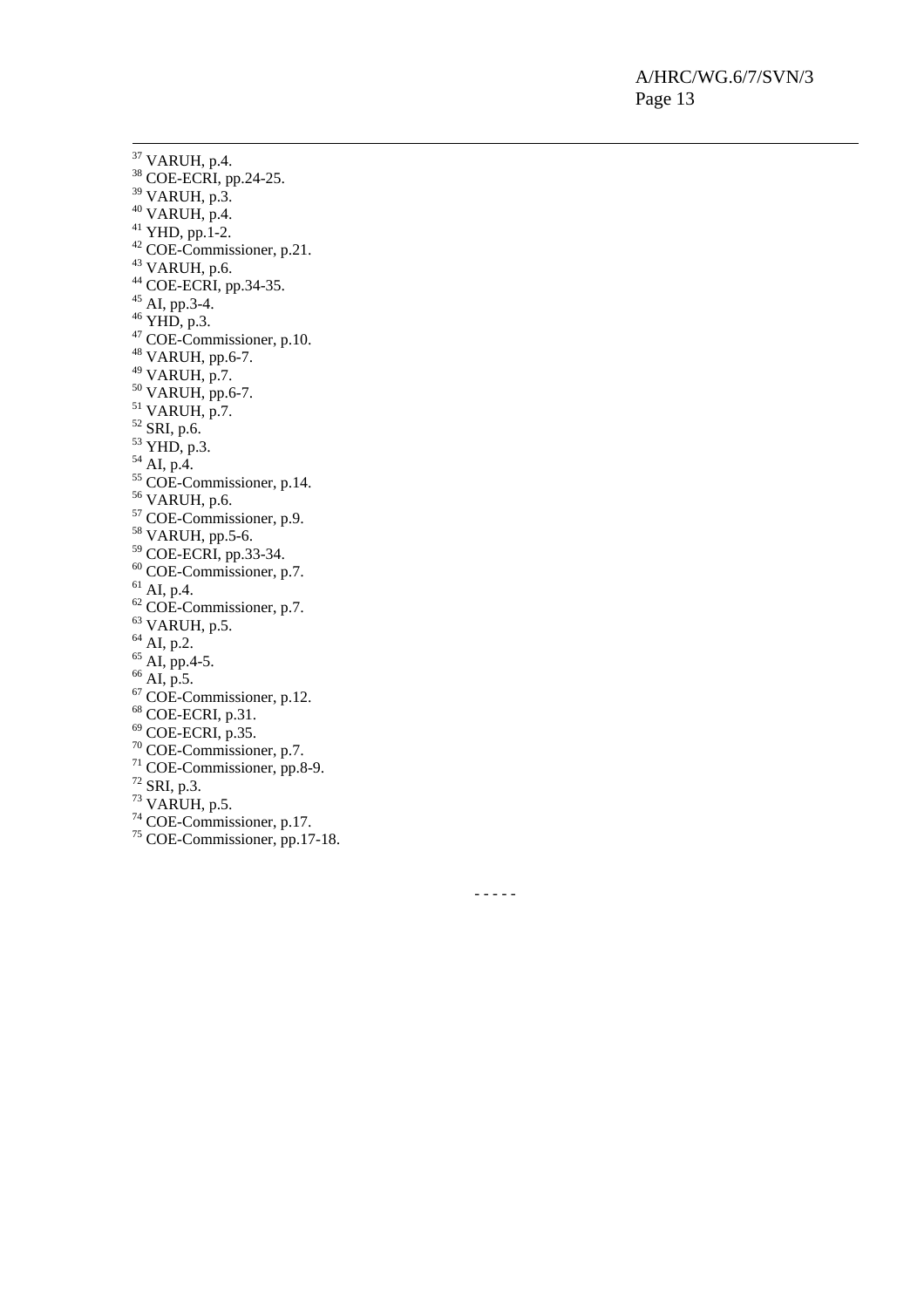[37] VARUH, p.4.
[38] COE-ECRI, pp.24-25.
[39] VARUH, p.3.
[40] VARUH, p.4.
[41] YHD, pp.1-2.
[42] COE-Commissioner, p.21.
[43] VARUH, p.6.
[44] COE-ECRI, pp.34-35.
[45] AI, pp.3-4.
[46] YHD, p.3.
[47] COE-Commissioner, p.10.
[48] VARUH, pp.6-7.
[49] VARUH, p.7.
[50] VARUH, pp.6-7.
[51] VARUH, p.7.
[52] SRI, p.6.
[53] YHD, p.3.
[54] AI, p.4.
[55] COE-Commissioner, p.14.
[56] VARUH, p.6.
[57] COE-Commissioner, p.9.
[58] VARUH, pp.5-6.
[59] COE-ECRI, pp.33-34.
[60] COE-Commissioner, p.7.
[61] AI, p.4.
[62] COE-Commissioner, p.7.
[63] VARUH, p.5.
[64] AI, p.2.
[65] AI, pp.4-5.
[66] AI, p.5.
[67] COE-Commissioner, p.12.
[68] COE-ECRI, p.31.
[69] COE-ECRI, p.35.
[70] COE-Commissioner, p.7.
[71] COE-Commissioner, pp.8-9.
[72] SRI, p.3.
[73] VARUH, p.5.
[74] COE-Commissioner, p.17.
[75] COE-Commissioner, pp.17-18.

- - - - -